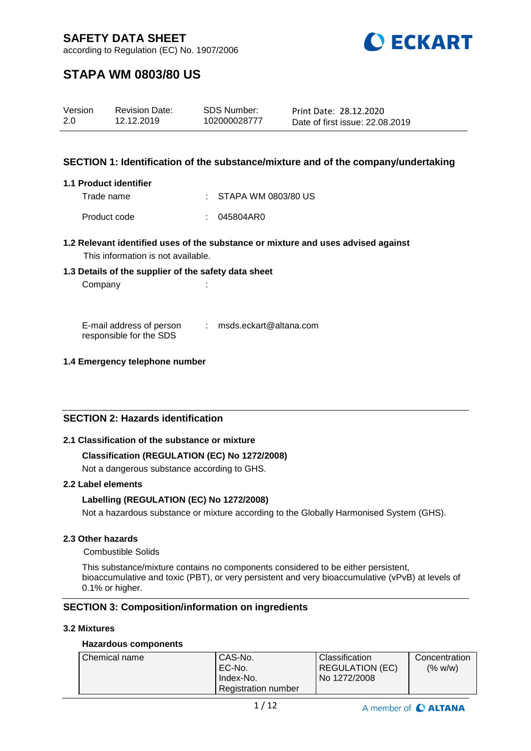# SAFETY DATA SHEET

according to Regulation (EC) No. 1907/2006

# STAPA WM 0803/80 US

| Version | Revision Date: | SDS Number: | Print Date: 28.12.2020 |
|---|---|---|---|
| 2.0 | 12.12.2019 | 102000028777 | Date of first issue: 22.08.2019 |

## SECTION 1: Identification of the substance/mixture and of the company/undertaking

**1.1 Product identifier**

Trade name : STAPA WM 0803/80 US

Product code : 045804AR0

**1.2 Relevant identified uses of the substance or mixture and uses advised against**

This information is not available.

**1.3 Details of the supplier of the safety data sheet**

Company :

E-mail address of person responsible for the SDS : msds.eckart@altana.com

**1.4 Emergency telephone number**

## SECTION 2: Hazards identification

**2.1 Classification of the substance or mixture**

**Classification (REGULATION (EC) No 1272/2008)**

Not a dangerous substance according to GHS.

**2.2 Label elements**

**Labelling (REGULATION (EC) No 1272/2008)**

Not a hazardous substance or mixture according to the Globally Harmonised System (GHS).

**2.3 Other hazards**

Combustible Solids

This substance/mixture contains no components considered to be either persistent, bioaccumulative and toxic (PBT), or very persistent and very bioaccumulative (vPvB) at levels of 0.1% or higher.

## SECTION 3: Composition/information on ingredients

**3.2 Mixtures**

**Hazardous components**

| Chemical name | CAS-No.<br>EC-No.<br>Index-No.<br>Registration number | Classification<br>REGULATION (EC)<br>No 1272/2008 | Concentration<br>(% w/w) |
|---|---|---|---|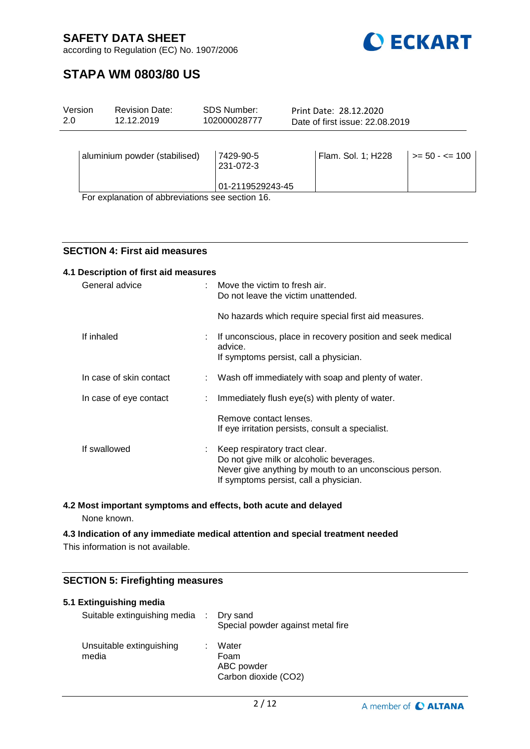| aluminium powder (stabilised) | 7429-90-5<br>231-072-3<br><br>01-2119529243-45 | Flam. Sol. 1; H228 | >= 50 - <= 100 |
|---|---|---|---|

For explanation of abbreviations see section 16.

## SECTION 4: First aid measures

### 4.1 Description of first aid measures

General advice : Move the victim to fresh air.
Do not leave the victim unattended.

No hazards which require special first aid measures.

If inhaled : If unconscious, place in recovery position and seek medical advice.
If symptoms persist, call a physician.

In case of skin contact : Wash off immediately with soap and plenty of water.

In case of eye contact : Immediately flush eye(s) with plenty of water.

Remove contact lenses.
If eye irritation persists, consult a specialist.

If swallowed : Keep respiratory tract clear.
Do not give milk or alcoholic beverages.
Never give anything by mouth to an unconscious person.
If symptoms persist, call a physician.

### 4.2 Most important symptoms and effects, both acute and delayed

None known.

### 4.3 Indication of any immediate medical attention and special treatment needed

This information is not available.

## SECTION 5: Firefighting measures

### 5.1 Extinguishing media

Suitable extinguishing media : Dry sand
Special powder against metal fire

Unsuitable extinguishing media : Water
Foam
ABC powder
Carbon dioxide ($CO_2$)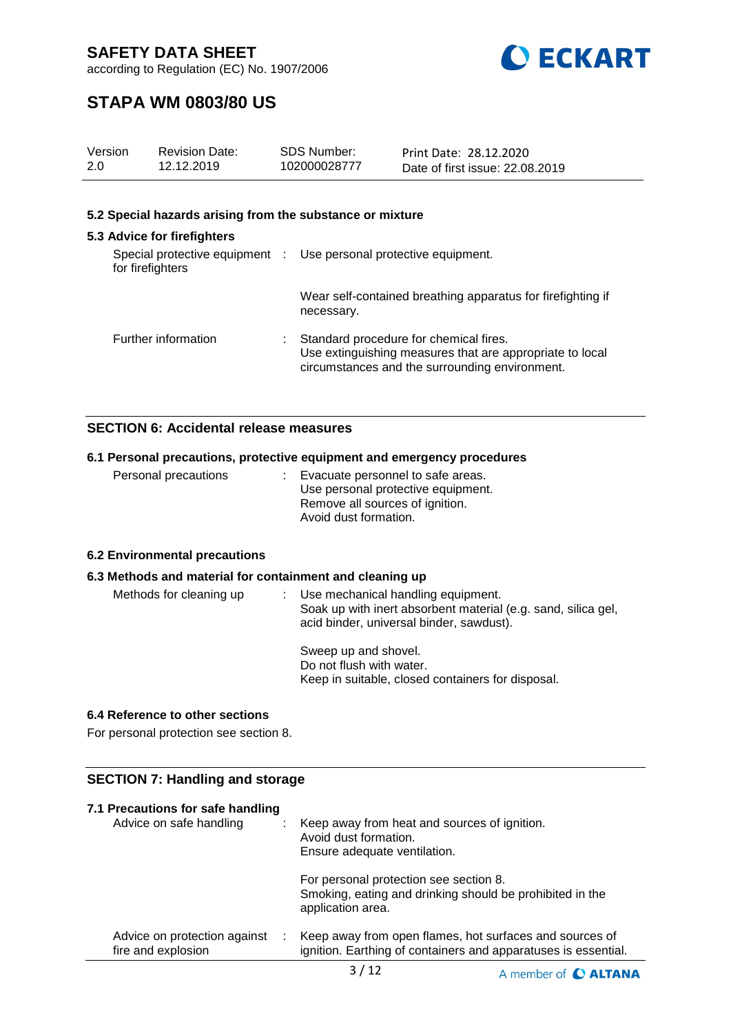### 5.2 Special hazards arising from the substance or mixture

### 5.3 Advice for firefighters

| | | |
|---|---|---|
| Special protective equipment for firefighters | : | Use personal protective equipment.<br><br>Wear self-contained breathing apparatus for firefighting if necessary. |
| Further information | : | Standard procedure for chemical fires.<br>Use extinguishing measures that are appropriate to local circumstances and the surrounding environment. |

## SECTION 6: Accidental release measures

### 6.1 Personal precautions, protective equipment and emergency procedures

| | | |
|---|---|---|
| Personal precautions | : | Evacuate personnel to safe areas.<br>Use personal protective equipment.<br>Remove all sources of ignition.<br>Avoid dust formation. |

### 6.2 Environmental precautions

### 6.3 Methods and material for containment and cleaning up

| | | |
|---|---|---|
| Methods for cleaning up | : | Use mechanical handling equipment.<br>Soak up with inert absorbent material (e.g. sand, silica gel, acid binder, universal binder, sawdust).<br><br>Sweep up and shovel.<br>Do not flush with water.<br>Keep in suitable, closed containers for disposal. |

### 6.4 Reference to other sections

For personal protection see section 8.

## SECTION 7: Handling and storage

### 7.1 Precautions for safe handling

| | | |
|---|---|---|
| Advice on safe handling | : | Keep away from heat and sources of ignition.<br>Avoid dust formation.<br>Ensure adequate ventilation.<br><br>For personal protection see section 8.<br>Smoking, eating and drinking should be prohibited in the application area. |
| Advice on protection against fire and explosion | : | Keep away from open flames, hot surfaces and sources of ignition. Earthing of containers and apparatuses is essential. |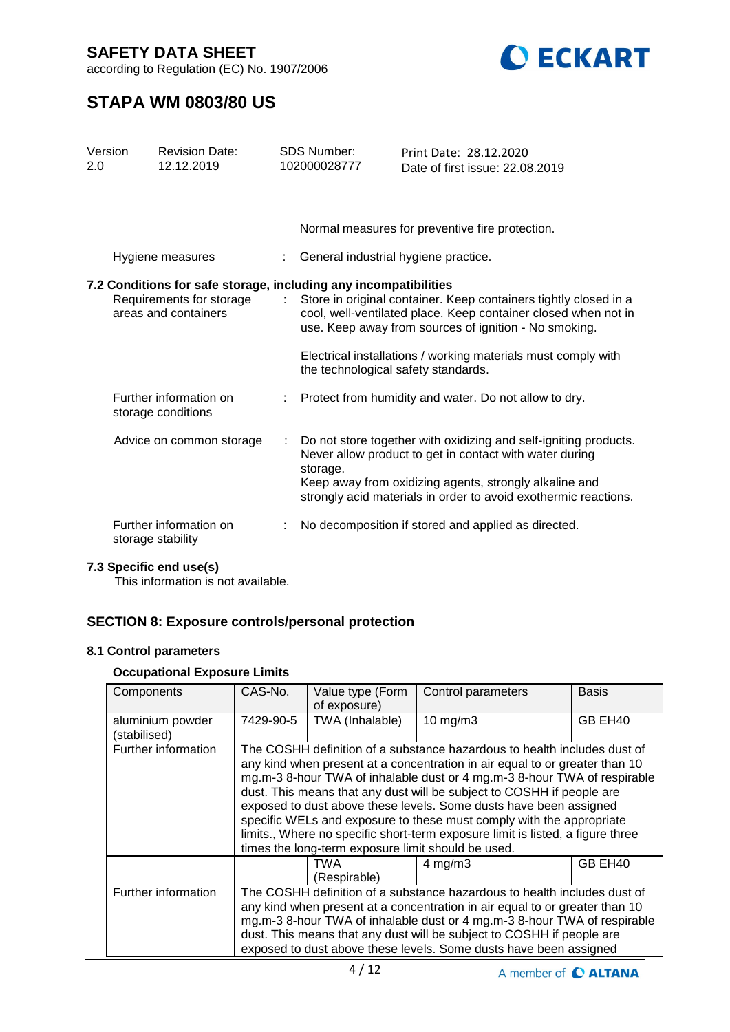Normal measures for preventive fire protection.

Hygiene measures : General industrial hygiene practice.

### 7.2 Conditions for safe storage, including any incompatibilities

Requirements for storage areas and containers : Store in original container. Keep containers tightly closed in a cool, well-ventilated place. Keep container closed when not in use. Keep away from sources of ignition - No smoking.

Electrical installations / working materials must comply with the technological safety standards.

Further information on storage conditions : Protect from humidity and water. Do not allow to dry.

Advice on common storage : Do not store together with oxidizing and self-igniting products. Never allow product to get in contact with water during storage.
Keep away from oxidizing agents, strongly alkaline and strongly acid materials in order to avoid exothermic reactions.

Further information on storage stability : No decomposition if stored and applied as directed.

### 7.3 Specific end use(s)

This information is not available.

## SECTION 8: Exposure controls/personal protection

### 8.1 Control parameters

**Occupational Exposure Limits**

| Components | CAS-No. | Value type (Form of exposure) | Control parameters | Basis |
|---|---|---|---|---|
| aluminium powder (stabilised) | 7429-90-5 | TWA (Inhalable) | 10 mg/m3 | GB EH40 |
| Further information | The COSHH definition of a substance hazardous to health includes dust of any kind when present at a concentration in air equal to or greater than 10 mg.m-3 8-hour TWA of inhalable dust or 4 mg.m-3 8-hour TWA of respirable dust. This means that any dust will be subject to COSHH if people are exposed to dust above these levels. Some dusts have been assigned specific WELs and exposure to these must comply with the appropriate limits., Where no specific short-term exposure limit is listed, a figure three times the long-term exposure limit should be used. | | | |
| | | TWA (Respirable) | 4 mg/m3 | GB EH40 |
| Further information | The COSHH definition of a substance hazardous to health includes dust of any kind when present at a concentration in air equal to or greater than 10 mg.m-3 8-hour TWA of inhalable dust or 4 mg.m-3 8-hour TWA of respirable dust. This means that any dust will be subject to COSHH if people are exposed to dust above these levels. Some dusts have been assigned | | | |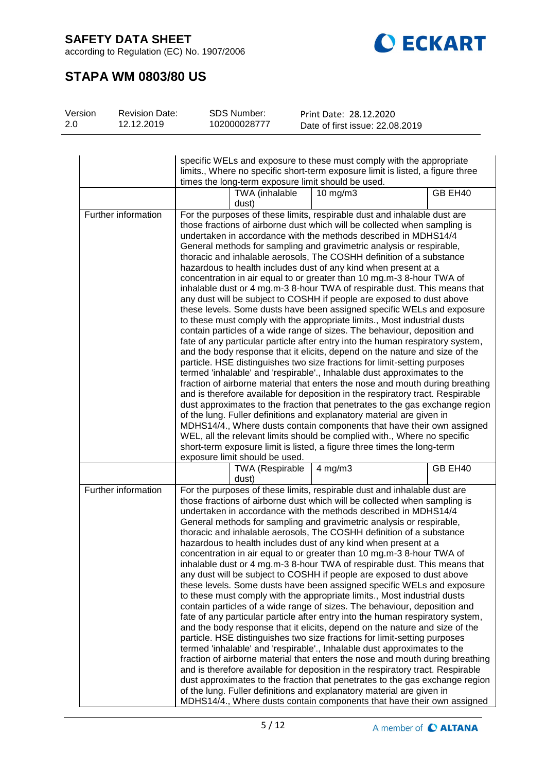| | | | | |
|---|---|---|---|---|
| | specific WELs and exposure to these must comply with the appropriate limits., Where no specific short-term exposure limit is listed, a figure three times the long-term exposure limit should be used. | | | |
| | | TWA (inhalable dust) | 10 mg/m3 | GB EH40 |
| Further information | For the purposes of these limits, respirable dust and inhalable dust are those fractions of airborne dust which will be collected when sampling is undertaken in accordance with the methods described in MDHS14/4 General methods for sampling and gravimetric analysis or respirable, thoracic and inhalable aerosols, The COSHH definition of a substance hazardous to health includes dust of any kind when present at a concentration in air equal to or greater than 10 mg.m-3 8-hour TWA of inhalable dust or 4 mg.m-3 8-hour TWA of respirable dust. This means that any dust will be subject to COSHH if people are exposed to dust above these levels. Some dusts have been assigned specific WELs and exposure to these must comply with the appropriate limits., Most industrial dusts contain particles of a wide range of sizes. The behaviour, deposition and fate of any particular particle after entry into the human respiratory system, and the body response that it elicits, depend on the nature and size of the particle. HSE distinguishes two size fractions for limit-setting purposes termed 'inhalable' and 'respirable'., Inhalable dust approximates to the fraction of airborne material that enters the nose and mouth during breathing and is therefore available for deposition in the respiratory tract. Respirable dust approximates to the fraction that penetrates to the gas exchange region of the lung. Fuller definitions and explanatory material are given in MDHS14/4., Where dusts contain components that have their own assigned WEL, all the relevant limits should be complied with., Where no specific short-term exposure limit is listed, a figure three times the long-term exposure limit should be used. | | | |
| | | TWA (Respirable dust) | 4 mg/m3 | GB EH40 |
| Further information | For the purposes of these limits, respirable dust and inhalable dust are those fractions of airborne dust which will be collected when sampling is undertaken in accordance with the methods described in MDHS14/4 General methods for sampling and gravimetric analysis or respirable, thoracic and inhalable aerosols, The COSHH definition of a substance hazardous to health includes dust of any kind when present at a concentration in air equal to or greater than 10 mg.m-3 8-hour TWA of inhalable dust or 4 mg.m-3 8-hour TWA of respirable dust. This means that any dust will be subject to COSHH if people are exposed to dust above these levels. Some dusts have been assigned specific WELs and exposure to these must comply with the appropriate limits., Most industrial dusts contain particles of a wide range of sizes. The behaviour, deposition and fate of any particular particle after entry into the human respiratory system, and the body response that it elicits, depend on the nature and size of the particle. HSE distinguishes two size fractions for limit-setting purposes termed 'inhalable' and 'respirable'., Inhalable dust approximates to the fraction of airborne material that enters the nose and mouth during breathing and is therefore available for deposition in the respiratory tract. Respirable dust approximates to the fraction that penetrates to the gas exchange region of the lung. Fuller definitions and explanatory material are given in MDHS14/4., Where dusts contain components that have their own assigned | | | |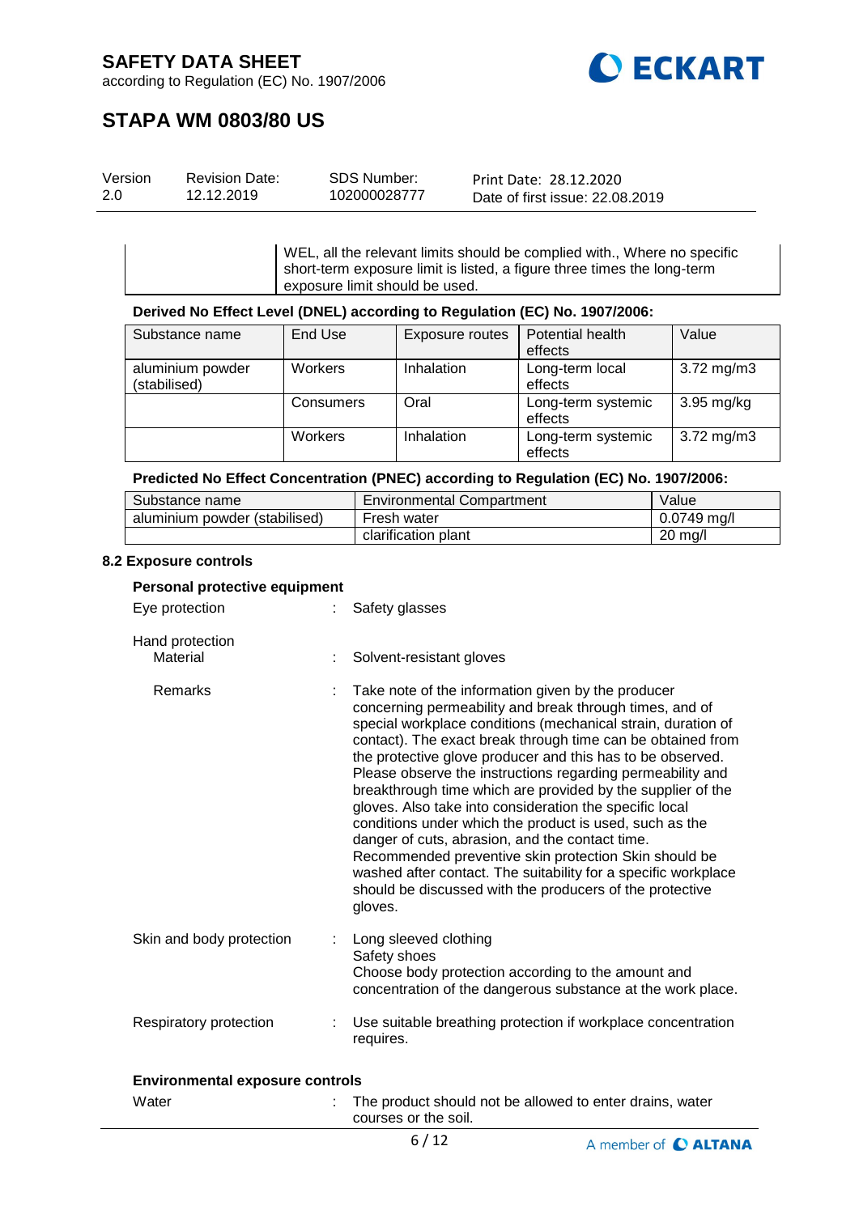| | WEL, all the relevant limits should be complied with., Where no specific short-term exposure limit is listed, a figure three times the long-term exposure limit should be used. |
|---|---|

**Derived No Effect Level (DNEL) according to Regulation (EC) No. 1907/2006:**

| Substance name | End Use | Exposure routes | Potential health effects | Value |
|---|---|---|---|---|
| aluminium powder (stabilised) | Workers | Inhalation | Long-term local effects | 3.72 mg/m3 |
| | Consumers | Oral | Long-term systemic effects | 3.95 mg/kg |
| | Workers | Inhalation | Long-term systemic effects | 3.72 mg/m3 |

**Predicted No Effect Concentration (PNEC) according to Regulation (EC) No. 1907/2006:**

| Substance name | Environmental Compartment | Value |
|---|---|---|
| aluminium powder (stabilised) | Fresh water | 0.0749 mg/l |
| | clarification plant | 20 mg/l |

## 8.2 Exposure controls

**Personal protective equipment**

Eye protection : Safety glasses

Hand protection

Material : Solvent-resistant gloves

Remarks : Take note of the information given by the producer concerning permeability and break through times, and of special workplace conditions (mechanical strain, duration of contact). The exact break through time can be obtained from the protective glove producer and this has to be observed. Please observe the instructions regarding permeability and breakthrough time which are provided by the supplier of the gloves. Also take into consideration the specific local conditions under which the product is used, such as the danger of cuts, abrasion, and the contact time. Recommended preventive skin protection Skin should be washed after contact. The suitability for a specific workplace should be discussed with the producers of the protective gloves.

Skin and body protection : Long sleeved clothing
Safety shoes
Choose body protection according to the amount and concentration of the dangerous substance at the work place.

Respiratory protection : Use suitable breathing protection if workplace concentration requires.

**Environmental exposure controls**

Water : The product should not be allowed to enter drains, water courses or the soil.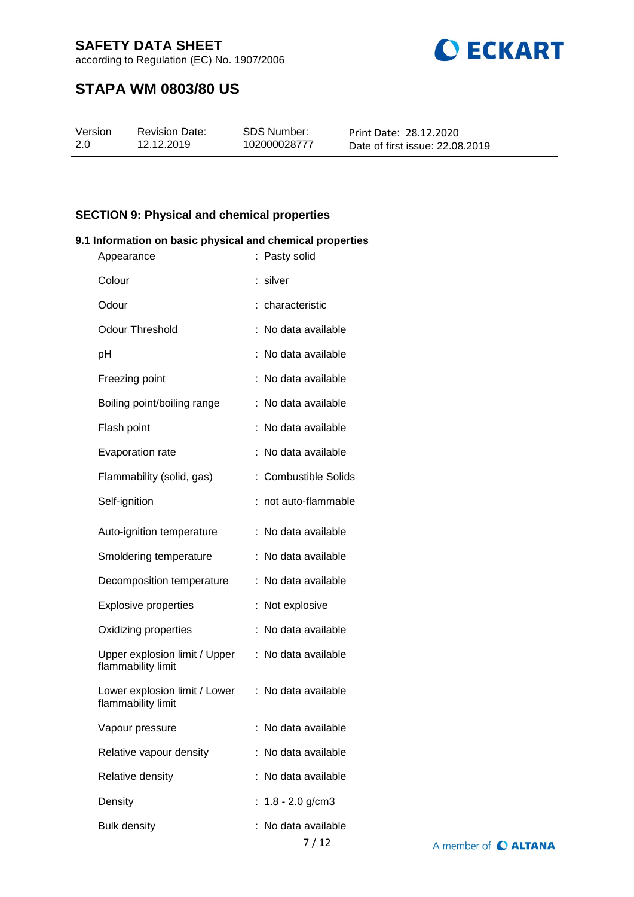## SECTION 9: Physical and chemical properties

### 9.1 Information on basic physical and chemical properties

| Property | Value |
|---|---|
| Appearance | Pasty solid |
| Colour | silver |
| Odour | characteristic |
| Odour Threshold | No data available |
| pH | No data available |
| Freezing point | No data available |
| Boiling point/boiling range | No data available |
| Flash point | No data available |
| Evaporation rate | No data available |
| Flammability (solid, gas) | Combustible Solids |
| Self-ignition | not auto-flammable |
| Auto-ignition temperature | No data available |
| Smoldering temperature | No data available |
| Decomposition temperature | No data available |
| Explosive properties | Not explosive |
| Oxidizing properties | No data available |
| Upper explosion limit / Upper flammability limit | No data available |
| Lower explosion limit / Lower flammability limit | No data available |
| Vapour pressure | No data available |
| Relative vapour density | No data available |
| Relative density | No data available |
| Density | 1.8 - 2.0 g/cm3 |
| Bulk density | No data available |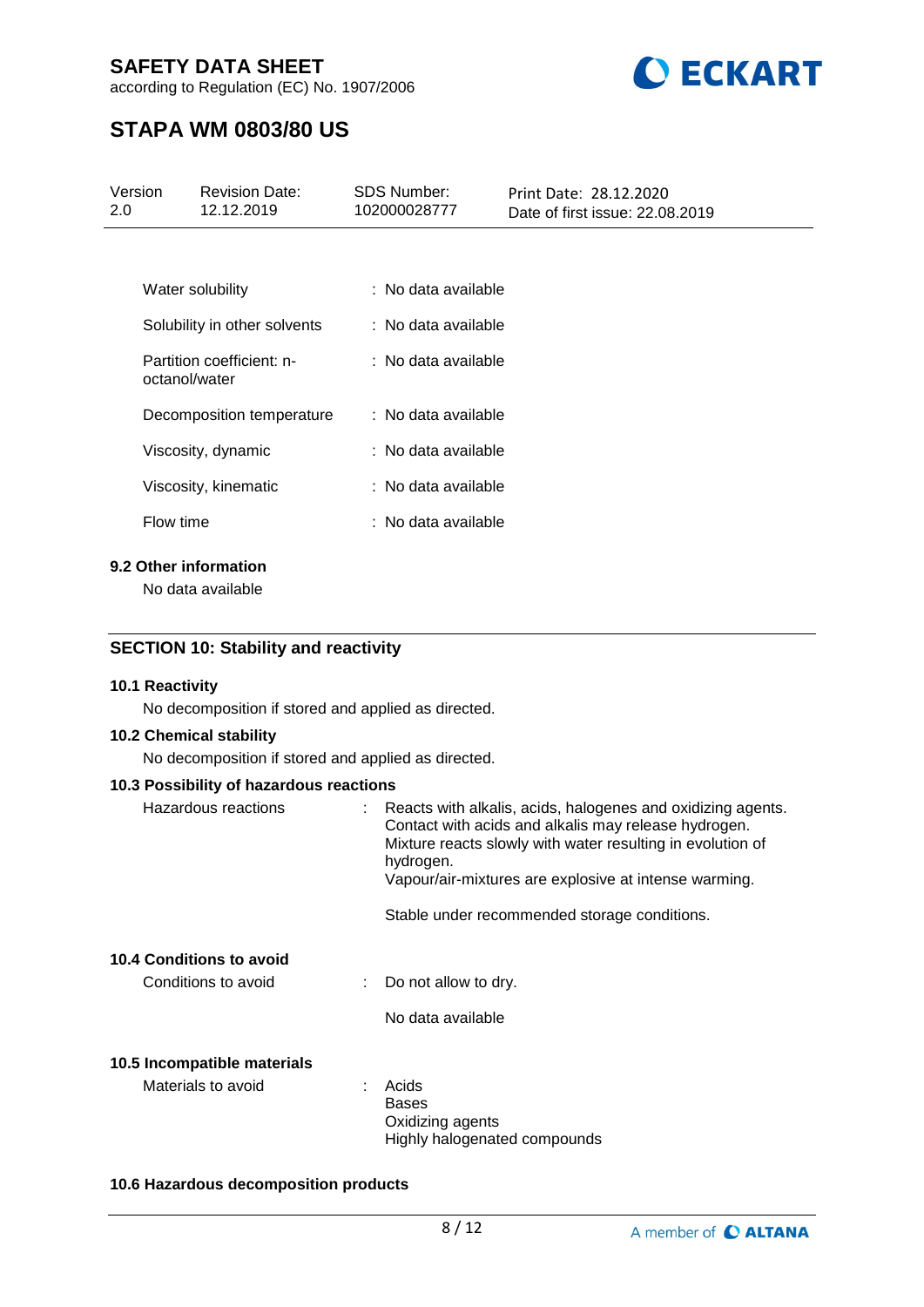| | |
|---|---|
| Water solubility | : No data available |
| Solubility in other solvents | : No data available |
| Partition coefficient: n-octanol/water | : No data available |
| Decomposition temperature | : No data available |
| Viscosity, dynamic | : No data available |
| Viscosity, kinematic | : No data available |
| Flow time | : No data available |

**9.2 Other information**

No data available

## SECTION 10: Stability and reactivity

**10.1 Reactivity**

No decomposition if stored and applied as directed.

**10.2 Chemical stability**

No decomposition if stored and applied as directed.

**10.3 Possibility of hazardous reactions**

Hazardous reactions : Reacts with alkalis, acids, halogenes and oxidizing agents. Contact with acids and alkalis may release hydrogen. Mixture reacts slowly with water resulting in evolution of hydrogen.
Vapour/air-mixtures are explosive at intense warming.

Stable under recommended storage conditions.

**10.4 Conditions to avoid**

Conditions to avoid : Do not allow to dry.

No data available

**10.5 Incompatible materials**

Materials to avoid : Acids
Bases
Oxidizing agents
Highly halogenated compounds

**10.6 Hazardous decomposition products**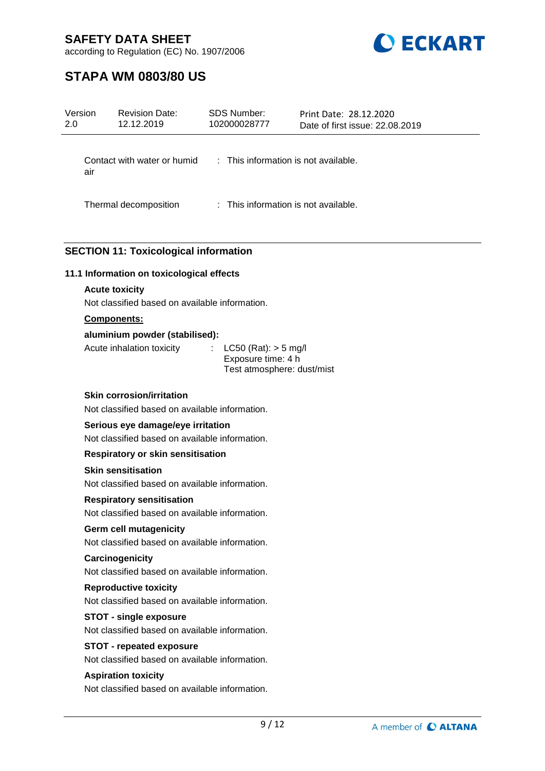| | | |
|---|---|---|
| Contact with water or humid air | : | This information is not available. |
| Thermal decomposition | : | This information is not available. |

## SECTION 11: Toxicological information

### 11.1 Information on toxicological effects

**Acute toxicity**

Not classified based on available information.

**Components:**

**aluminium powder (stabilised):**

| | | |
|---|---|---|
| Acute inhalation toxicity | : | LC50 (Rat): > 5 mg/l<br>Exposure time: 4 h<br>Test atmosphere: dust/mist |

**Skin corrosion/irritation**

Not classified based on available information.

**Serious eye damage/eye irritation**

Not classified based on available information.

**Respiratory or skin sensitisation**

**Skin sensitisation**

Not classified based on available information.

**Respiratory sensitisation**

Not classified based on available information.

**Germ cell mutagenicity**

Not classified based on available information.

**Carcinogenicity**

Not classified based on available information.

**Reproductive toxicity**

Not classified based on available information.

**STOT - single exposure**

Not classified based on available information.

**STOT - repeated exposure**

Not classified based on available information.

**Aspiration toxicity**

Not classified based on available information.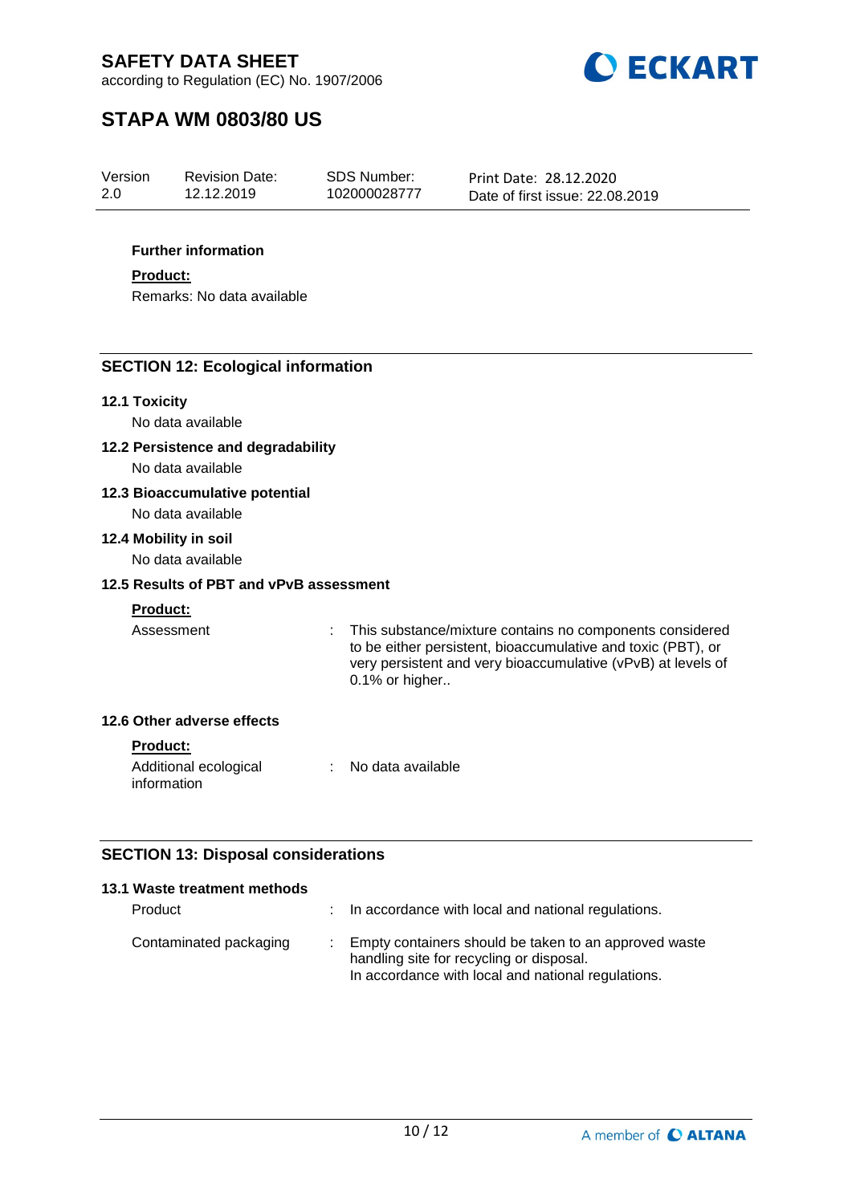**Further information**

**Product:**

Remarks: No data available

## SECTION 12: Ecological information

### 12.1 Toxicity

No data available

### 12.2 Persistence and degradability

No data available

### 12.3 Bioaccumulative potential

No data available

### 12.4 Mobility in soil

No data available

### 12.5 Results of PBT and vPvB assessment

**Product:**

| | | |
|---|---|---|
| Assessment | : | This substance/mixture contains no components considered to be either persistent, bioaccumulative and toxic (PBT), or very persistent and very bioaccumulative (vPvB) at levels of 0.1% or higher.. |

### 12.6 Other adverse effects

**Product:**

| | | |
|---|---|---|
| Additional ecological information | : | No data available |

## SECTION 13: Disposal considerations

### 13.1 Waste treatment methods

| | | |
|---|---|---|
| Product | : | In accordance with local and national regulations. |
| Contaminated packaging | : | Empty containers should be taken to an approved waste handling site for recycling or disposal. In accordance with local and national regulations. |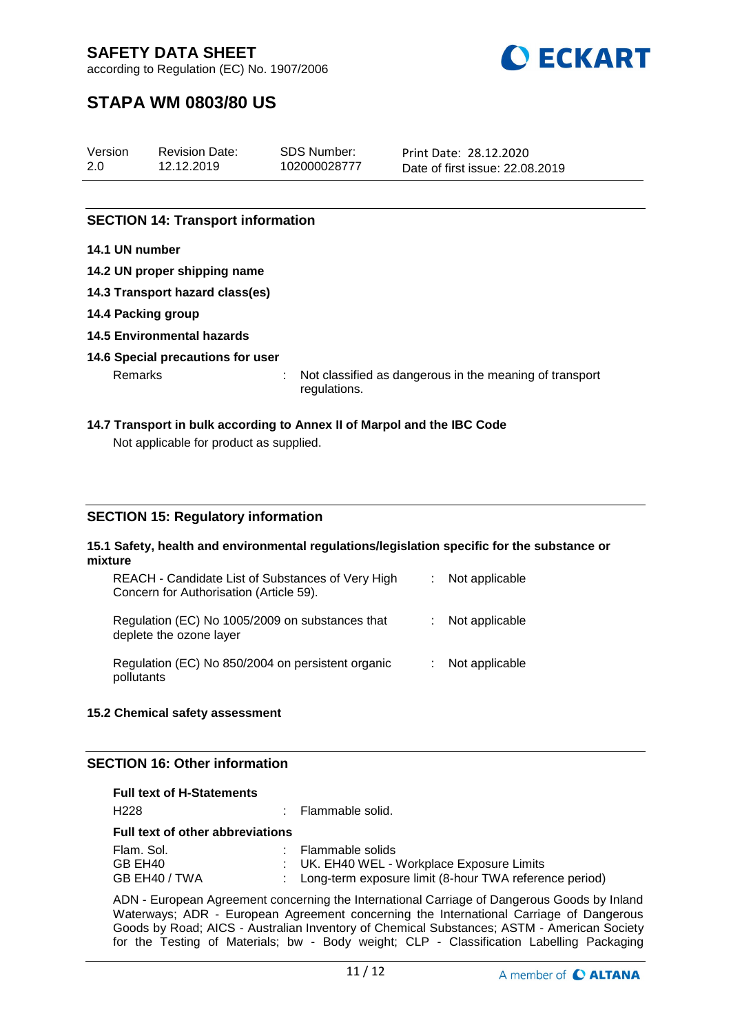## SECTION 14: Transport information

**14.1 UN number**

**14.2 UN proper shipping name**

**14.3 Transport hazard class(es)**

**14.4 Packing group**

**14.5 Environmental hazards**

**14.6 Special precautions for user**

Remarks : Not classified as dangerous in the meaning of transport regulations.

**14.7 Transport in bulk according to Annex II of Marpol and the IBC Code**

Not applicable for product as supplied.

## SECTION 15: Regulatory information

**15.1 Safety, health and environmental regulations/legislation specific for the substance or mixture**

| | |
|---|---|
| REACH - Candidate List of Substances of Very High Concern for Authorisation (Article 59). | : Not applicable |
| Regulation (EC) No 1005/2009 on substances that deplete the ozone layer | : Not applicable |
| Regulation (EC) No 850/2004 on persistent organic pollutants | : Not applicable |

**15.2 Chemical safety assessment**

## SECTION 16: Other information

**Full text of H-Statements**

H228 : Flammable solid.

**Full text of other abbreviations**

| | |
|---|---|
| Flam. Sol. | : Flammable solids |
| GB EH40 | : UK. EH40 WEL - Workplace Exposure Limits |
| GB EH40 / TWA | : Long-term exposure limit (8-hour TWA reference period) |

ADN - European Agreement concerning the International Carriage of Dangerous Goods by Inland Waterways; ADR - European Agreement concerning the International Carriage of Dangerous Goods by Road; AICS - Australian Inventory of Chemical Substances; ASTM - American Society for the Testing of Materials; bw - Body weight; CLP - Classification Labelling Packaging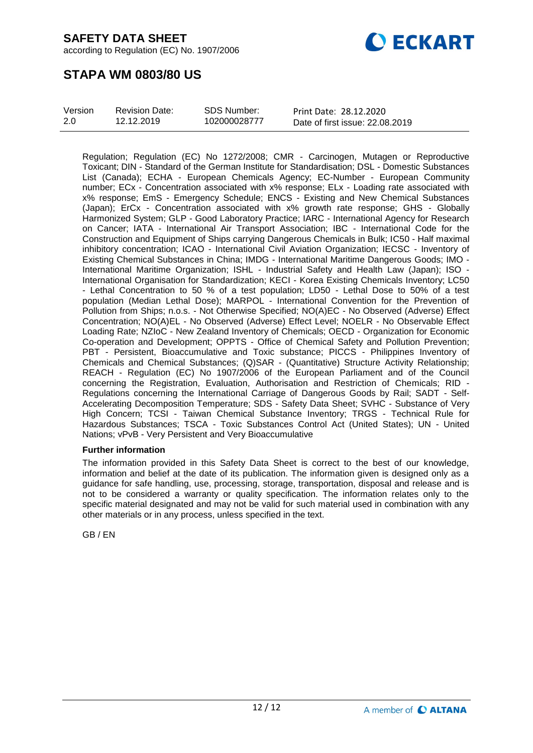Regulation; Regulation (EC) No 1272/2008; CMR - Carcinogen, Mutagen or Reproductive Toxicant; DIN - Standard of the German Institute for Standardisation; DSL - Domestic Substances List (Canada); ECHA - European Chemicals Agency; EC-Number - European Community number; ECx - Concentration associated with x% response; ELx - Loading rate associated with x% response; EmS - Emergency Schedule; ENCS - Existing and New Chemical Substances (Japan); ErCx - Concentration associated with x% growth rate response; GHS - Globally Harmonized System; GLP - Good Laboratory Practice; IARC - International Agency for Research on Cancer; IATA - International Air Transport Association; IBC - International Code for the Construction and Equipment of Ships carrying Dangerous Chemicals in Bulk; IC50 - Half maximal inhibitory concentration; ICAO - International Civil Aviation Organization; IECSC - Inventory of Existing Chemical Substances in China; IMDG - International Maritime Dangerous Goods; IMO - International Maritime Organization; ISHL - Industrial Safety and Health Law (Japan); ISO - International Organisation for Standardization; KECI - Korea Existing Chemicals Inventory; LC50 - Lethal Concentration to 50 % of a test population; LD50 - Lethal Dose to 50% of a test population (Median Lethal Dose); MARPOL - International Convention for the Prevention of Pollution from Ships; n.o.s. - Not Otherwise Specified; NO(A)EC - No Observed (Adverse) Effect Concentration; NO(A)EL - No Observed (Adverse) Effect Level; NOELR - No Observable Effect Loading Rate; NZIoC - New Zealand Inventory of Chemicals; OECD - Organization for Economic Co-operation and Development; OPPTS - Office of Chemical Safety and Pollution Prevention; PBT - Persistent, Bioaccumulative and Toxic substance; PICCS - Philippines Inventory of Chemicals and Chemical Substances; (Q)SAR - (Quantitative) Structure Activity Relationship; REACH - Regulation (EC) No 1907/2006 of the European Parliament and of the Council concerning the Registration, Evaluation, Authorisation and Restriction of Chemicals; RID - Regulations concerning the International Carriage of Dangerous Goods by Rail; SADT - Self-Accelerating Decomposition Temperature; SDS - Safety Data Sheet; SVHC - Substance of Very High Concern; TCSI - Taiwan Chemical Substance Inventory; TRGS - Technical Rule for Hazardous Substances; TSCA - Toxic Substances Control Act (United States); UN - United Nations; vPvB - Very Persistent and Very Bioaccumulative

**Further information**

The information provided in this Safety Data Sheet is correct to the best of our knowledge, information and belief at the date of its publication. The information given is designed only as a guidance for safe handling, use, processing, storage, transportation, disposal and release and is not to be considered a warranty or quality specification. The information relates only to the specific material designated and may not be valid for such material used in combination with any other materials or in any process, unless specified in the text.

GB / EN